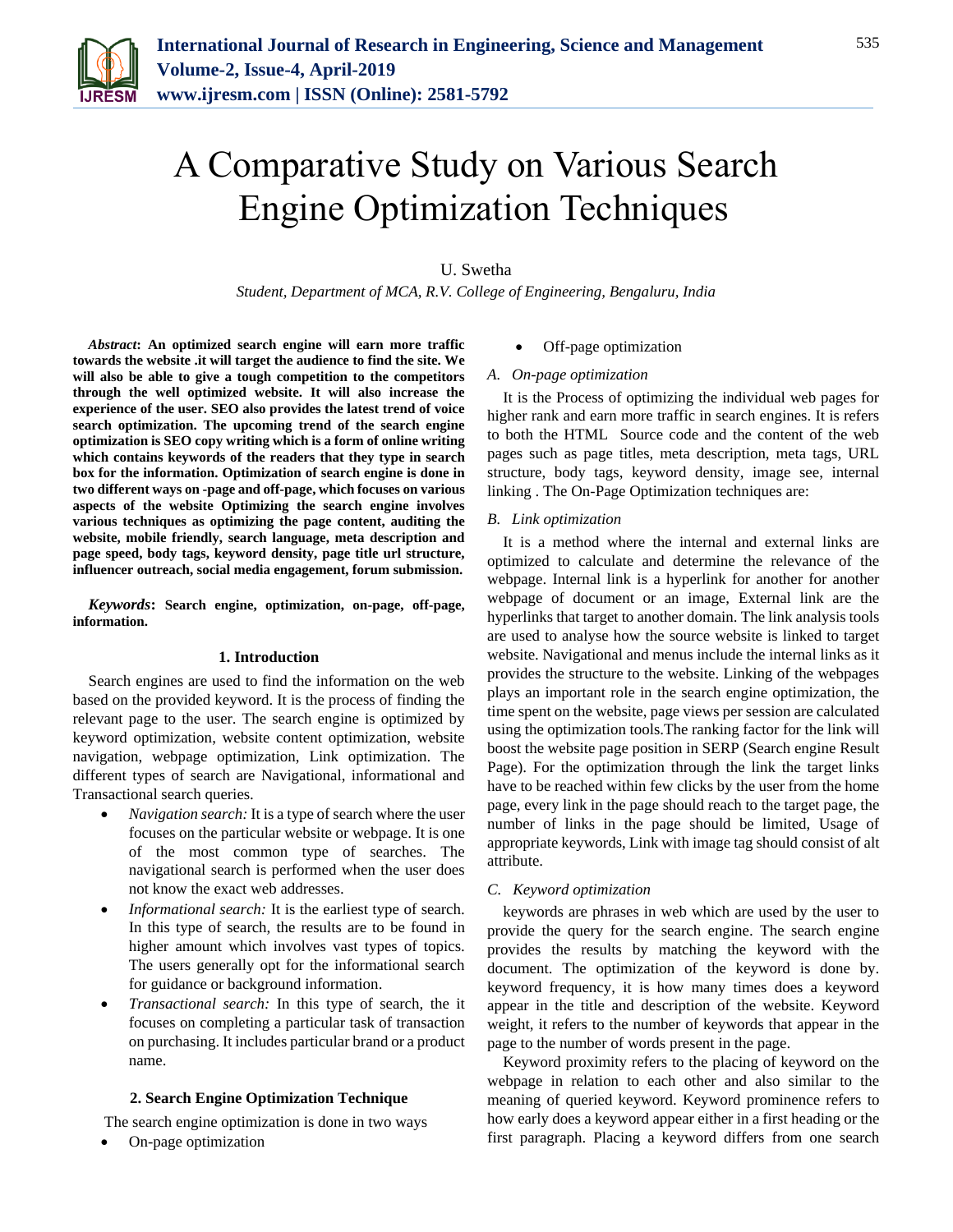# A Comparative Study on Various Search Engine Optimization Techniques

U. Swetha

*Student, Department of MCA, R.V. College of Engineering, Bengaluru, India*

***Abstract*: An optimized search engine will earn more traffic towards the website .it will target the audience to find the site. We will also be able to give a tough competition to the competitors through the well optimized website. It will also increase the experience of the user. SEO also provides the latest trend of voice search optimization. The upcoming trend of the search engine optimization is SEO copy writing which is a form of online writing which contains keywords of the readers that they type in search box for the information. Optimization of search engine is done in two different ways on -page and off-page, which focuses on various aspects of the website Optimizing the search engine involves various techniques as optimizing the page content, auditing the website, mobile friendly, search language, meta description and page speed, body tags, keyword density, page title url structure, influencer outreach, social media engagement, forum submission.**

***Keywords*: Search engine, optimization, on-page, off-page, information.**

## 1. Introduction

Search engines are used to find the information on the web based on the provided keyword. It is the process of finding the relevant page to the user. The search engine is optimized by keyword optimization, website content optimization, website navigation, webpage optimization, Link optimization. The different types of search are Navigational, informational and Transactional search queries.

- *Navigation search:* It is a type of search where the user focuses on the particular website or webpage. It is one of the most common type of searches. The navigational search is performed when the user does not know the exact web addresses.
- *Informational search:* It is the earliest type of search. In this type of search, the results are to be found in higher amount which involves vast types of topics. The users generally opt for the informational search for guidance or background information.
- *Transactional search:* In this type of search, the it focuses on completing a particular task of transaction on purchasing. It includes particular brand or a product name.

## 2. Search Engine Optimization Technique

The search engine optimization is done in two ways

- On-page optimization
- Off-page optimization

### A. On-page optimization

It is the Process of optimizing the individual web pages for higher rank and earn more traffic in search engines. It is refers to both the HTML Source code and the content of the web pages such as page titles, meta description, meta tags, URL structure, body tags, keyword density, image see, internal linking . The On-Page Optimization techniques are:

### B. Link optimization

It is a method where the internal and external links are optimized to calculate and determine the relevance of the webpage. Internal link is a hyperlink for another for another webpage of document or an image, External link are the hyperlinks that target to another domain. The link analysis tools are used to analyse how the source website is linked to target website. Navigational and menus include the internal links as it provides the structure to the website. Linking of the webpages plays an important role in the search engine optimization, the time spent on the website, page views per session are calculated using the optimization tools.The ranking factor for the link will boost the website page position in SERP (Search engine Result Page). For the optimization through the link the target links have to be reached within few clicks by the user from the home page, every link in the page should reach to the target page, the number of links in the page should be limited, Usage of appropriate keywords, Link with image tag should consist of alt attribute.

### C. Keyword optimization

keywords are phrases in web which are used by the user to provide the query for the search engine. The search engine provides the results by matching the keyword with the document. The optimization of the keyword is done by. keyword frequency, it is how many times does a keyword appear in the title and description of the website. Keyword weight, it refers to the number of keywords that appear in the page to the number of words present in the page.

Keyword proximity refers to the placing of keyword on the webpage in relation to each other and also similar to the meaning of queried keyword. Keyword prominence refers to how early does a keyword appear either in a first heading or the first paragraph. Placing a keyword differs from one search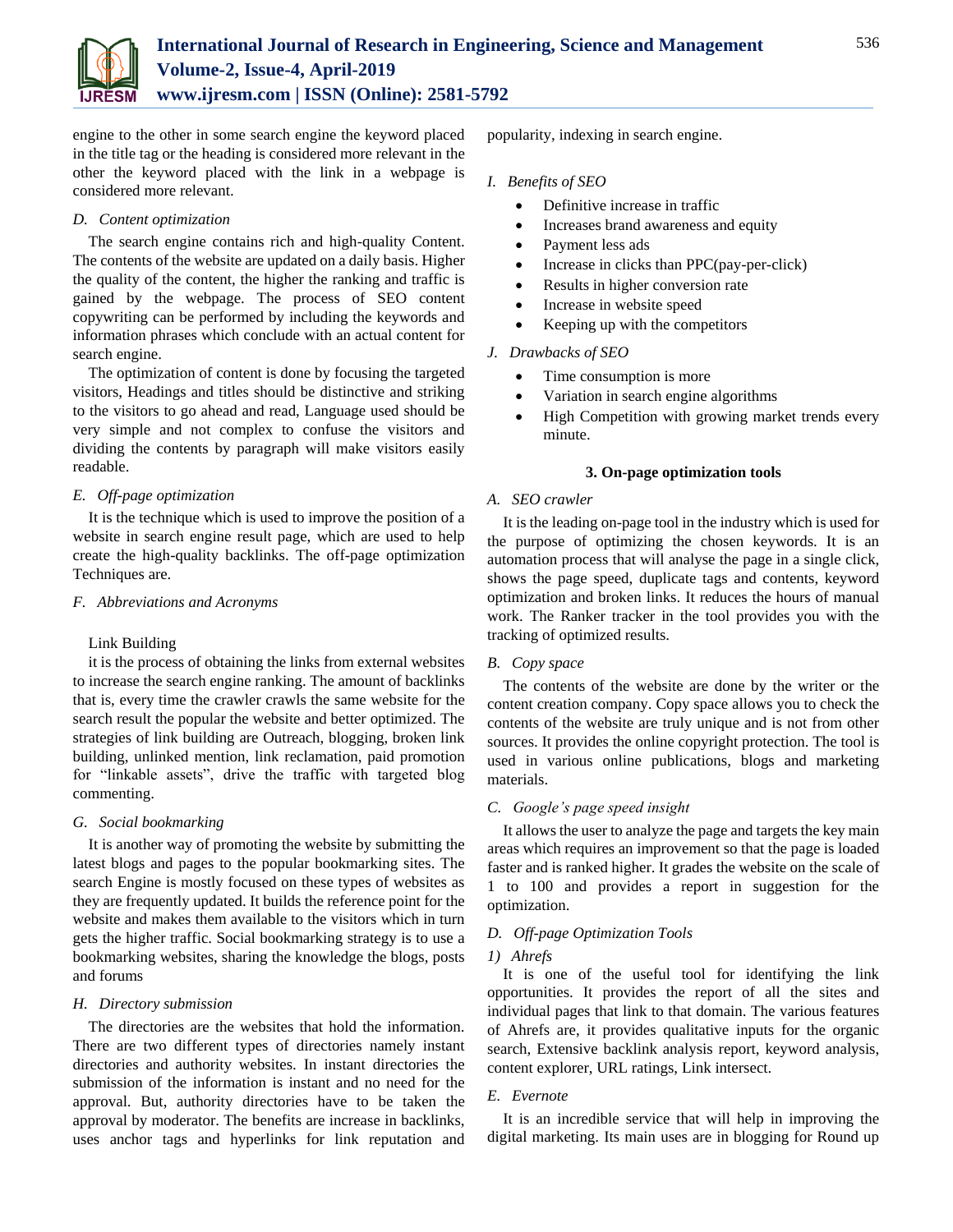engine to the other in some search engine the keyword placed in the title tag or the heading is considered more relevant in the other the keyword placed with the link in a webpage is considered more relevant.

### D. Content optimization

The search engine contains rich and high-quality Content. The contents of the website are updated on a daily basis. Higher the quality of the content, the higher the ranking and traffic is gained by the webpage. The process of SEO content copywriting can be performed by including the keywords and information phrases which conclude with an actual content for search engine.

The optimization of content is done by focusing the targeted visitors, Headings and titles should be distinctive and striking to the visitors to go ahead and read, Language used should be very simple and not complex to confuse the visitors and dividing the contents by paragraph will make visitors easily readable.

### E. Off-page optimization

It is the technique which is used to improve the position of a website in search engine result page, which are used to help create the high-quality backlinks. The off-page optimization Techniques are.

### F. Abbreviations and Acronyms

Link Building

it is the process of obtaining the links from external websites to increase the search engine ranking. The amount of backlinks that is, every time the crawler crawls the same website for the search result the popular the website and better optimized. The strategies of link building are Outreach, blogging, broken link building, unlinked mention, link reclamation, paid promotion for "linkable assets", drive the traffic with targeted blog commenting.

### G. Social bookmarking

It is another way of promoting the website by submitting the latest blogs and pages to the popular bookmarking sites. The search Engine is mostly focused on these types of websites as they are frequently updated. It builds the reference point for the website and makes them available to the visitors which in turn gets the higher traffic. Social bookmarking strategy is to use a bookmarking websites, sharing the knowledge the blogs, posts and forums

### H. Directory submission

The directories are the websites that hold the information. There are two different types of directories namely instant directories and authority websites. In instant directories the submission of the information is instant and no need for the approval. But, authority directories have to be taken the approval by moderator. The benefits are increase in backlinks, uses anchor tags and hyperlinks for link reputation and popularity, indexing in search engine.

### I. Benefits of SEO

- Definitive increase in traffic
- Increases brand awareness and equity
- Payment less ads
- Increase in clicks than PPC(pay-per-click)
- Results in higher conversion rate
- Increase in website speed
- Keeping up with the competitors

### J. Drawbacks of SEO

- Time consumption is more
- Variation in search engine algorithms
- High Competition with growing market trends every minute.

## 3. On-page optimization tools

### A. SEO crawler

It is the leading on-page tool in the industry which is used for the purpose of optimizing the chosen keywords. It is an automation process that will analyse the page in a single click, shows the page speed, duplicate tags and contents, keyword optimization and broken links. It reduces the hours of manual work. The Ranker tracker in the tool provides you with the tracking of optimized results.

### B. Copy space

The contents of the website are done by the writer or the content creation company. Copy space allows you to check the contents of the website are truly unique and is not from other sources. It provides the online copyright protection. The tool is used in various online publications, blogs and marketing materials.

### C. Google's page speed insight

It allows the user to analyze the page and targets the key main areas which requires an improvement so that the page is loaded faster and is ranked higher. It grades the website on the scale of 1 to 100 and provides a report in suggestion for the optimization.

### D. Off-page Optimization Tools

#### 1) Ahrefs

It is one of the useful tool for identifying the link opportunities. It provides the report of all the sites and individual pages that link to that domain. The various features of Ahrefs are, it provides qualitative inputs for the organic search, Extensive backlink analysis report, keyword analysis, content explorer, URL ratings, Link intersect.

### E. Evernote

It is an incredible service that will help in improving the digital marketing. Its main uses are in blogging for Round up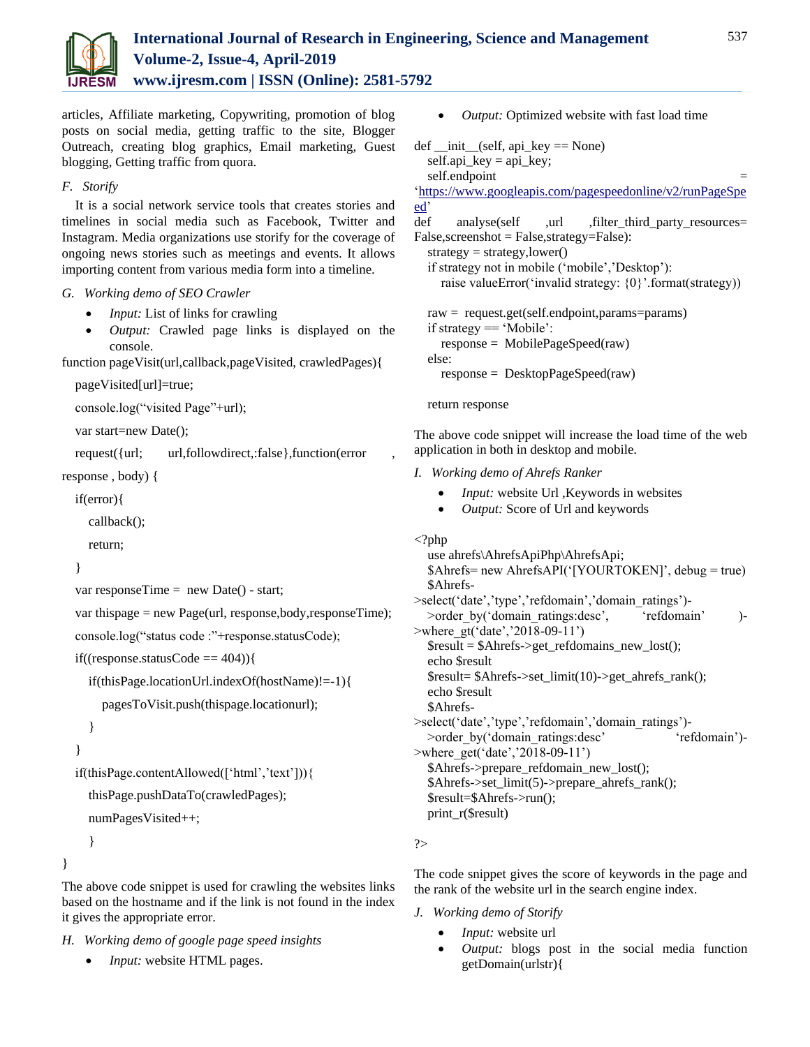articles, Affiliate marketing, Copywriting, promotion of blog posts on social media, getting traffic to the site, Blogger Outreach, creating blog graphics, Email marketing, Guest blogging, Getting traffic from quora.

### *F. Storify*

It is a social network service tools that creates stories and timelines in social media such as Facebook, Twitter and Instagram. Media organizations use storify for the coverage of ongoing news stories such as meetings and events. It allows importing content from various media form into a timeline.

### *G. Working demo of SEO Crawler*

- *Input:* List of links for crawling
- *Output:* Crawled page links is displayed on the console.

```
function pageVisit(url,callback,pageVisited, crawledPages){
  pageVisited[url]=true;
  console.log("visited Page"+url);
  var start=new Date();
  request({url;     url,followdirect,:false},function(error    ,
response , body) {
  if(error){
    callback();
    return;
  }
  var responseTime =  new Date() - start;
  var thispage = new Page(url, response,body,responseTime);
  console.log("status code :"+response.statusCode);
  if((response.statusCode == 404)){
    if(thisPage.locationUrl.indexOf(hostName)!=-1){
      pagesToVisit.push(thispage.locationurl);
    }
  }
  if(thisPage.contentAllowed(['html','text'])){
    thisPage.pushDataTo(crawledPages);
    numPagesVisited++;
    }
}
```

The above code snippet is used for crawling the websites links based on the hostname and if the link is not found in the index it gives the appropriate error.

### *H. Working demo of google page speed insights*

- *Input:* website HTML pages.
- *Output:* Optimized website with fast load time

```
def __init__(self, api_key == None)
  self.api_key = api_key;
  self.endpoint                                        =
'https://www.googleapis.com/pagespeedonline/v2/runPageSpeed'
def     analyse(self     ,url     ,filter_third_party_resources=
False,screenshot = False,strategy=False):
  strategy = strategy,lower()
  if strategy not in mobile ('mobile','Desktop'):
    raise valueError('invalid strategy: {0}'.format(strategy))

  raw =  request.get(self.endpoint,params=params)
  if strategy == 'Mobile':
    response =  MobilePageSpeed(raw)
  else:
    response =  DesktopPageSpeed(raw)

  return response
```

The above code snippet will increase the load time of the web application in both in desktop and mobile.

### *I. Working demo of Ahrefs Ranker*

- *Input:* website Url ,Keywords in websites
- *Output:* Score of Url and keywords

```
<?php
  use ahrefs\AhrefsApiPhp\AhrefsApi;
  $Ahrefs= new AhrefsAPI('[YOURTOKEN]', debug = true)
  $Ahrefs-
>select('date','type','refdomain','domain_ratings')-
  >order_by('domain_ratings:desc',      'refdomain'      )-
>where_gt('date','2018-09-11')
  $result = $Ahrefs->get_refdomains_new_lost();
  echo $result
  $result= $Ahrefs->set_limit(10)->get_ahrefs_rank();
  echo $result
  $Ahrefs-
>select('date','type','refdomain','domain_ratings')-
  >order_by('domain_ratings:desc'              'refdomain')-
>where_get('date','2018-09-11')
  $Ahrefs->prepare_refdomain_new_lost();
  $Ahrefs->set_limit(5)->prepare_ahrefs_rank();
  $result=$Ahrefs->run();
  print_r($result)

?>
```

The code snippet gives the score of keywords in the page and the rank of the website url in the search engine index.

### *J. Working demo of Storify*

- *Input:* website url
- *Output:* blogs post in the social media function getDomain(urlstr){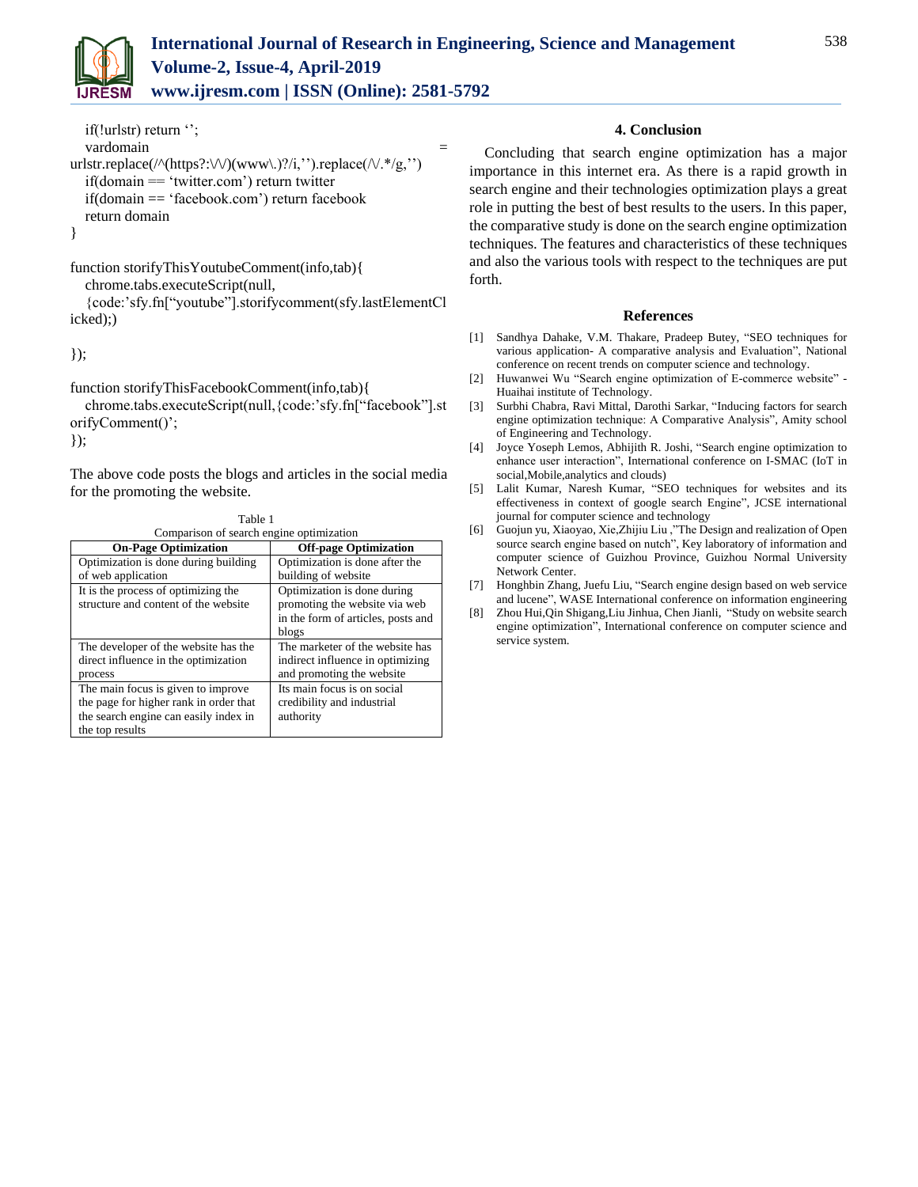```
  if(!urlstr) return '';
  vardomain =
urlstr.replace(/^(https?:\/\/)(www\.)?/i,'').replace(/\/.*/g,'')
  if(domain == 'twitter.com') return twitter
  if(domain == 'facebook.com') return facebook
  return domain
}

function storifyThisYoutubeComment(info,tab){
  chrome.tabs.executeScript(null,
  {code:'sfy.fn["youtube"].storifycomment(sfy.lastElementClicked);)

});

function storifyThisFacebookComment(info,tab){
  chrome.tabs.executeScript(null,{code:'sfy.fn["facebook"].storifyComment()';
});
```

The above code posts the blogs and articles in the social media for the promoting the website.

Table 1
Comparison of search engine optimization

| On-Page Optimization | Off-page Optimization |
|---|---|
| Optimization is done during building of web application | Optimization is done after the building of website |
| It is the process of optimizing the structure and content of the website | Optimization is done during promoting the website via web in the form of articles, posts and blogs |
| The developer of the website has the direct influence in the optimization process | The marketer of the website has indirect influence in optimizing and promoting the website |
| The main focus is given to improve the page for higher rank in order that the search engine can easily index in the top results | Its main focus is on social credibility and industrial authority |

## 4. Conclusion

Concluding that search engine optimization has a major importance in this internet era. As there is a rapid growth in search engine and their technologies optimization plays a great role in putting the best of best results to the users. In this paper, the comparative study is done on the search engine optimization techniques. The features and characteristics of these techniques and also the various tools with respect to the techniques are put forth.

## References

[1] Sandhya Dahake, V.M. Thakare, Pradeep Butey, "SEO techniques for various application- A comparative analysis and Evaluation", National conference on recent trends on computer science and technology.

[2] Huwanwei Wu "Search engine optimization of E-commerce website" - Huaihai institute of Technology.

[3] Surbhi Chabra, Ravi Mittal, Darothi Sarkar, "Inducing factors for search engine optimization technique: A Comparative Analysis", Amity school of Engineering and Technology.

[4] Joyce Yoseph Lemos, Abhijith R. Joshi, "Search engine optimization to enhance user interaction", International conference on I-SMAC (IoT in social,Mobile,analytics and clouds)

[5] Lalit Kumar, Naresh Kumar, "SEO techniques for websites and its effectiveness in context of google search Engine", JCSE international journal for computer science and technology

[6] Guojun yu, Xiaoyao, Xie,Zhijiu Liu ,"The Design and realization of Open source search engine based on nutch", Key laboratory of information and computer science of Guizhou Province, Guizhou Normal University Network Center.

[7] Honghbin Zhang, Juefu Liu, "Search engine design based on web service and lucene", WASE International conference on information engineering

[8] Zhou Hui,Qin Shigang,Liu Jinhua, Chen Jianli, "Study on website search engine optimization", International conference on computer science and service system.